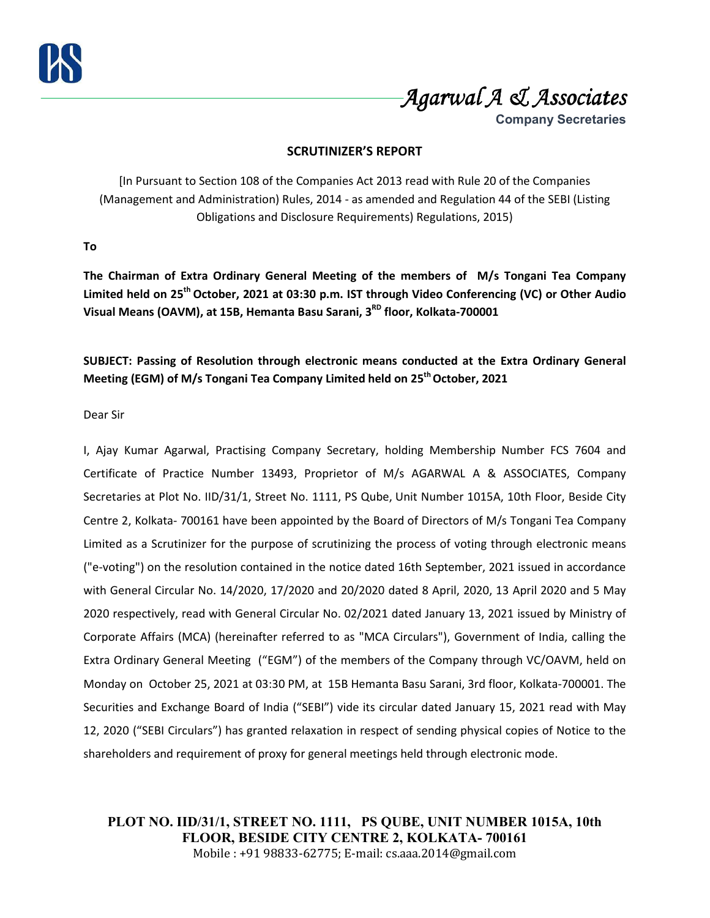*Agarwal A & Associates*

**Company Secretaries**

## SCRUTINIZER'S REPORT

[In Pursuant to Section 108 of the Companies Act 2013 read with Rule 20 of the Companies (Management and Administration) Rules, 2014 - as amended and Regulation 44 of the SEBI (Listing Obligations and Disclosure Requirements) Regulations, 2015)

**To**

**The Chairman of Extra Ordinary General Meeting of the members of M/s Tongani Tea Company Limited held on 25th October, 2021 at 03:30 p.m. IST through Video Conferencing (VC) or Other Audio Visual Means (OAVM), at 15B, Hemanta Basu Sarani, 3RD floor, Kolkata-700001**

**SUBJECT: Passing of Resolution through electronic means conducted at the Extra Ordinary General Meeting (EGM) of M/s Tongani Tea Company Limited held on 25th October, 2021**

Dear Sir

I, Ajay Kumar Agarwal, Practising Company Secretary, holding Membership Number FCS 7604 and Certificate of Practice Number 13493, Proprietor of M/s AGARWAL A & ASSOCIATES, Company Secretaries at Plot No. IID/31/1, Street No. 1111, PS Qube, Unit Number 1015A, 10th Floor, Beside City Centre 2, Kolkata- 700161 have been appointed by the Board of Directors of M/s Tongani Tea Company Limited as a Scrutinizer for the purpose of scrutinizing the process of voting through electronic means ("e-voting") on the resolution contained in the notice dated 16th September, 2021 issued in accordance with General Circular No. 14/2020, 17/2020 and 20/2020 dated 8 April, 2020, 13 April 2020 and 5 May 2020 respectively, read with General Circular No. 02/2021 dated January 13, 2021 issued by Ministry of Corporate Affairs (MCA) (hereinafter referred to as "MCA Circulars"), Government of India, calling the Extra Ordinary General Meeting ("EGM") of the members of the Company through VC/OAVM, held on Monday on October 25, 2021 at 03:30 PM, at 15B Hemanta Basu Sarani, 3rd floor, Kolkata-700001. The Securities and Exchange Board of India ("SEBI") vide its circular dated January 15, 2021 read with May 12, 2020 ("SEBI Circulars") has granted relaxation in respect of sending physical copies of Notice to the shareholders and requirement of proxy for general meetings held through electronic mode.

**PLOT NO. IID/31/1, STREET NO. 1111, PS QUBE, UNIT NUMBER 1015A, 10th FLOOR, BESIDE CITY CENTRE 2, KOLKATA- 700161**
Mobile : +91 98833-62775; E-mail: cs.aaa.2014@gmail.com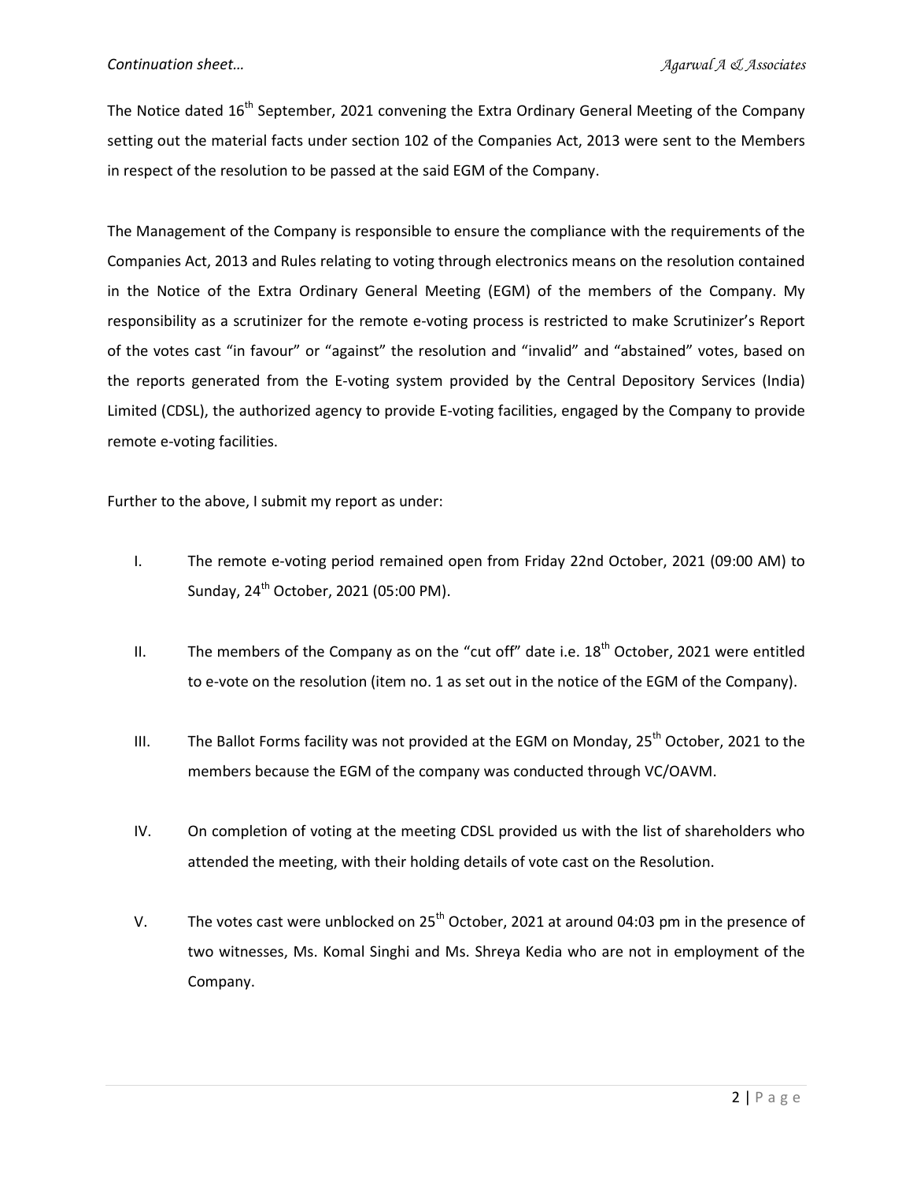The Notice dated 16th September, 2021 convening the Extra Ordinary General Meeting of the Company setting out the material facts under section 102 of the Companies Act, 2013 were sent to the Members in respect of the resolution to be passed at the said EGM of the Company.

The Management of the Company is responsible to ensure the compliance with the requirements of the Companies Act, 2013 and Rules relating to voting through electronics means on the resolution contained in the Notice of the Extra Ordinary General Meeting (EGM) of the members of the Company. My responsibility as a scrutinizer for the remote e-voting process is restricted to make Scrutinizer's Report of the votes cast "in favour" or "against" the resolution and "invalid" and "abstained" votes, based on the reports generated from the E-voting system provided by the Central Depository Services (India) Limited (CDSL), the authorized agency to provide E-voting facilities, engaged by the Company to provide remote e-voting facilities.

Further to the above, I submit my report as under:

I. The remote e-voting period remained open from Friday 22nd October, 2021 (09:00 AM) to Sunday, 24th October, 2021 (05:00 PM).

II. The members of the Company as on the "cut off" date i.e. 18th October, 2021 were entitled to e-vote on the resolution (item no. 1 as set out in the notice of the EGM of the Company).

III. The Ballot Forms facility was not provided at the EGM on Monday, 25th October, 2021 to the members because the EGM of the company was conducted through VC/OAVM.

IV. On completion of voting at the meeting CDSL provided us with the list of shareholders who attended the meeting, with their holding details of vote cast on the Resolution.

V. The votes cast were unblocked on 25th October, 2021 at around 04:03 pm in the presence of two witnesses, Ms. Komal Singhi and Ms. Shreya Kedia who are not in employment of the Company.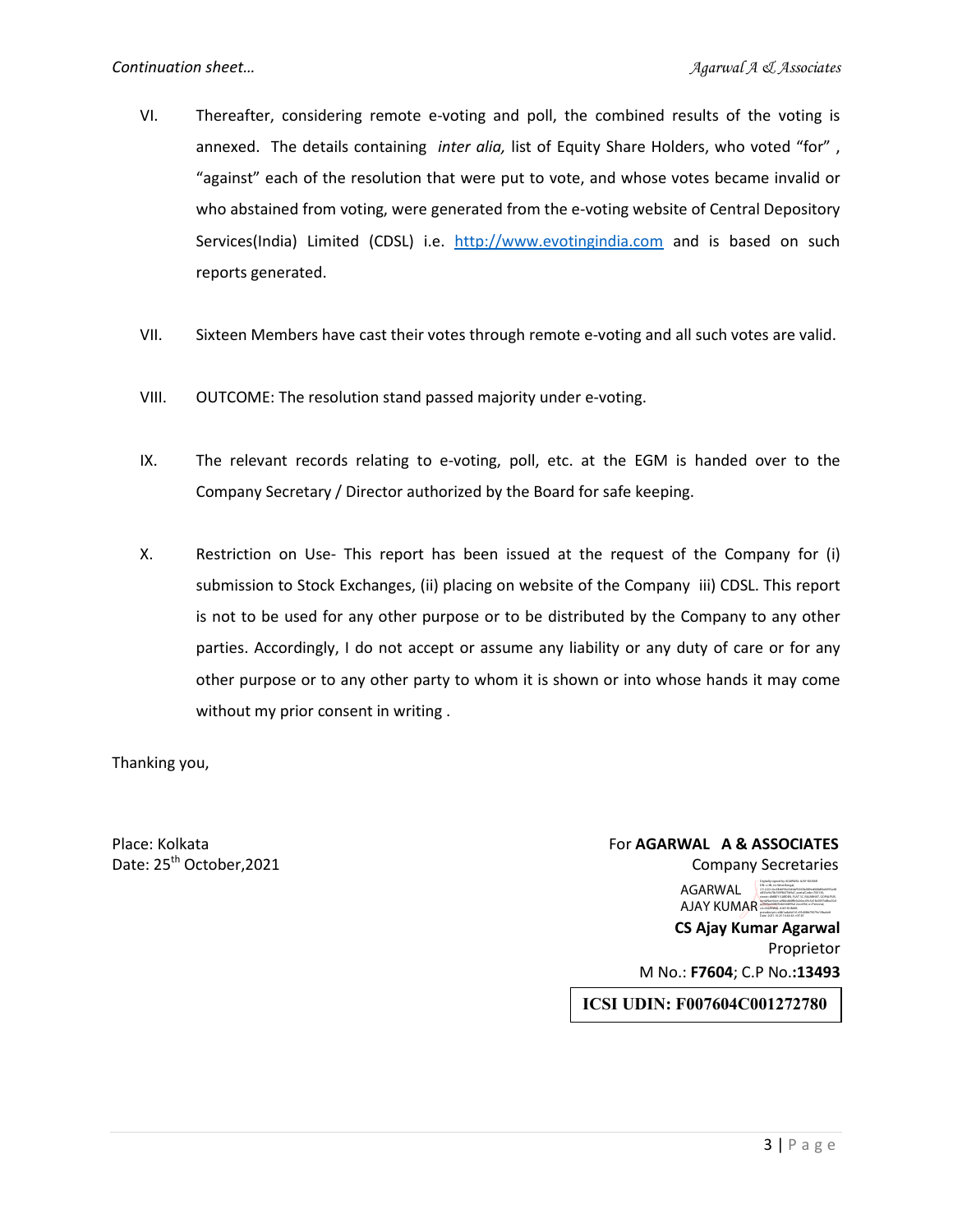VI. Thereafter, considering remote e-voting and poll, the combined results of the voting is annexed. The details containing *inter alia,* list of Equity Share Holders, who voted "for" , "against" each of the resolution that were put to vote, and whose votes became invalid or who abstained from voting, were generated from the e-voting website of Central Depository Services(India) Limited (CDSL) i.e. http://www.evotingindia.com and is based on such reports generated.

VII. Sixteen Members have cast their votes through remote e-voting and all such votes are valid.

VIII. OUTCOME: The resolution stand passed majority under e-voting.

IX. The relevant records relating to e-voting, poll, etc. at the EGM is handed over to the Company Secretary / Director authorized by the Board for safe keeping.

X. Restriction on Use- This report has been issued at the request of the Company for (i) submission to Stock Exchanges, (ii) placing on website of the Company iii) CDSL. This report is not to be used for any other purpose or to be distributed by the Company to any other parties. Accordingly, I do not accept or assume any liability or any duty of care or for any other purpose or to any other party to whom it is shown or into whose hands it may come without my prior consent in writing .

Thanking you,

Place: Kolkata
Date: 25th October,2021

For **AGARWAL A & ASSOCIATES**
Company Secretaries

AGARWAL AJAY KUMAR

**CS Ajay Kumar Agarwal**
Proprietor
M No.: **F7604**; C.P No.:**13493**

**ICSI UDIN: F007604C001272780**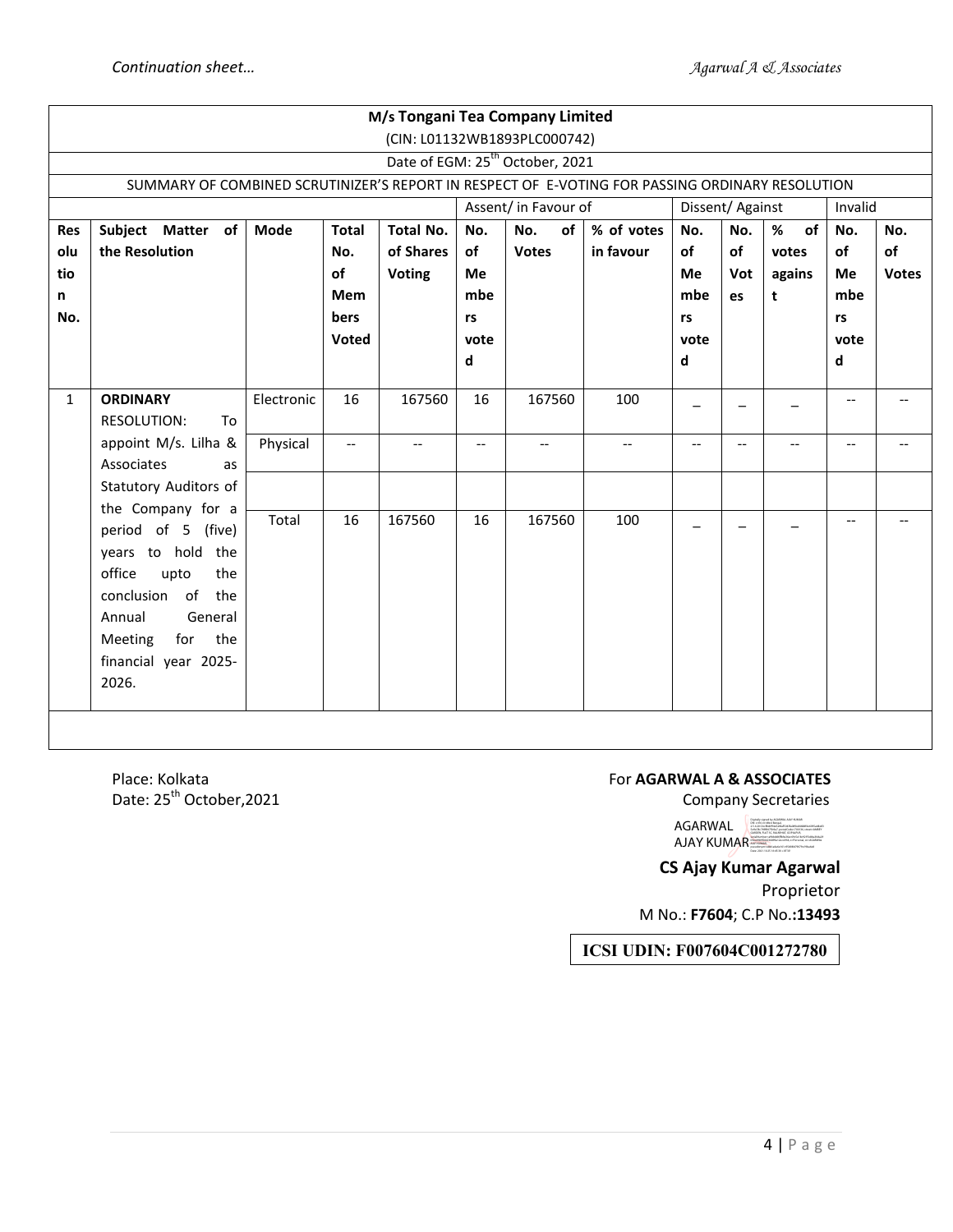| M/s Tongani Tea Company Limited (CIN: L01132WB1893PLC000742) Date of EGM: 25th October, 2021 | | | | | | | | | | | | | |
|---|---|---|---|---|---|---|---|---|---|---|---|---|---|
| SUMMARY OF COMBINED SCRUTINIZER'S REPORT IN RESPECT OF E-VOTING FOR PASSING ORDINARY RESOLUTION | | | | | | | | | | | | | |
| | | | | | Assent/ in Favour of | | | Dissent/ Against | | | Invalid | |
| **Resolution No.** | **Subject Matter of the Resolution** | **Mode** | **Total No. of Members Voted** | **Total No. of Shares Voting** | **No. of Members voted** | **No. of Votes** | **% of votes in favour** | **No. of Members voted** | **No. of Votes** | **% of votes against** | **No. of Members voted** | **No. of Votes** |
| 1 | **ORDINARY** RESOLUTION: To appoint M/s. Lilha & Associates as Statutory Auditors of the Company for a period of 5 (five) years to hold the office upto the conclusion of the Annual General Meeting for the financial year 2025-2026. | Electronic | 16 | 167560 | 16 | 167560 | 100 | _ | _ | _ | -- | -- |
| | | Physical | -- | -- | -- | -- | -- | -- | -- | -- | -- | -- |
| | | | | | | | | | | | | |
| | | Total | 16 | 167560 | 16 | 167560 | 100 | _ | _ | _ | -- | -- |

Place: Kolkata
Date: 25th October,2021

For **AGARWAL A & ASSOCIATES**
Company Secretaries

AGARWAL AJAY KUMAR

**CS Ajay Kumar Agarwal**
Proprietor
M No.: **F7604**; C.P No.:**13493**

**ICSI UDIN: F007604C001272780**